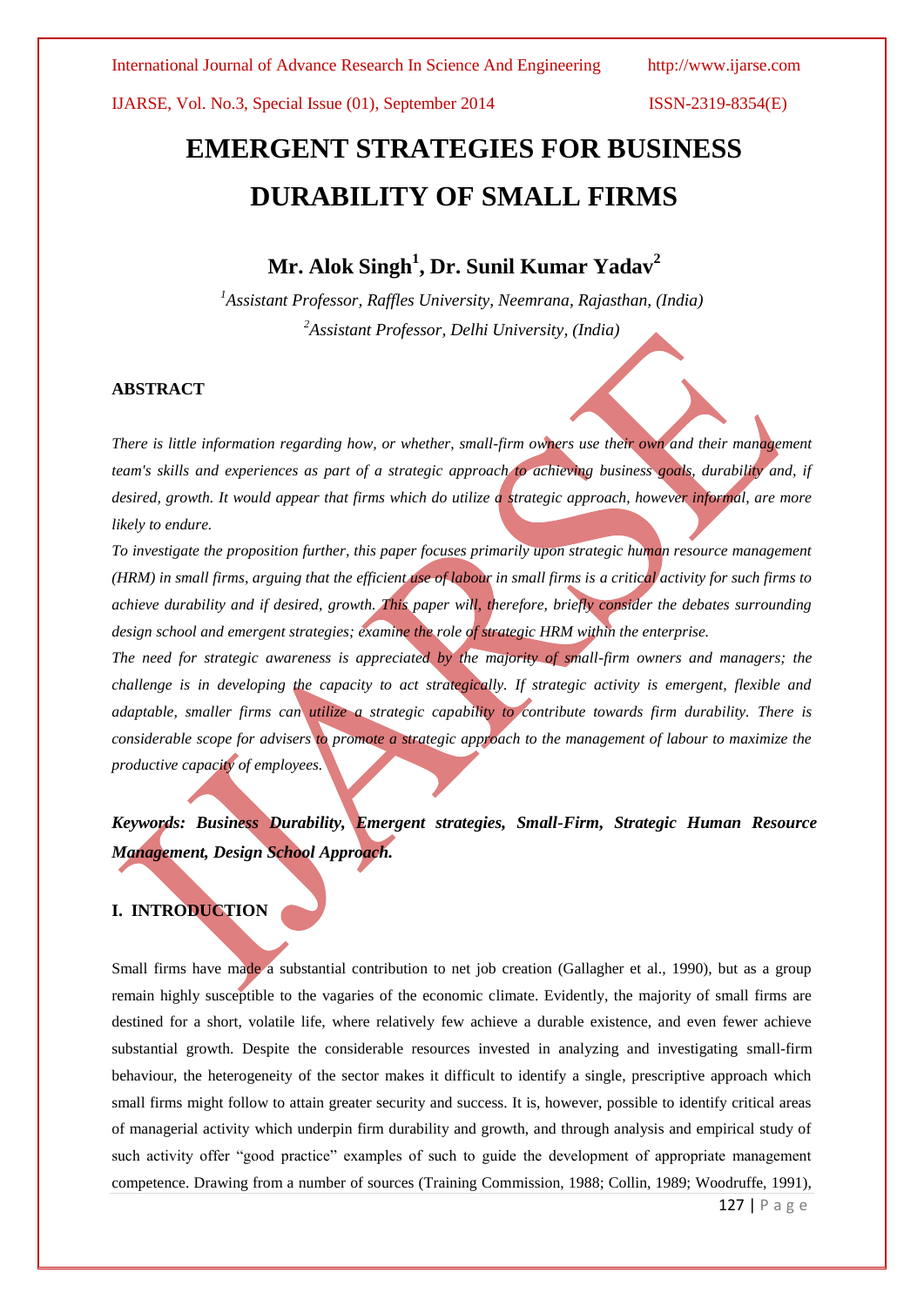# EMERGENT STRATEGIES FOR BUSINESS DURABILITY OF SMALL FIRMS

## Mr. Alok Singh[1], Dr. Sunil Kumar Yadav[2]

*[1]Assistant Professor, Raffles University, Neemrana, Rajasthan, (India)*

*[2]Assistant Professor, Delhi University, (India)*

### ABSTRACT

*There is little information regarding how, or whether, small-firm owners use their own and their management team's skills and experiences as part of a strategic approach to achieving business goals, durability and, if desired, growth. It would appear that firms which do utilize a strategic approach, however informal, are more likely to endure.*

*To investigate the proposition further, this paper focuses primarily upon strategic human resource management (HRM) in small firms, arguing that the efficient use of labour in small firms is a critical activity for such firms to achieve durability and if desired, growth. This paper will, therefore, briefly consider the debates surrounding design school and emergent strategies; examine the role of strategic HRM within the enterprise.*

*The need for strategic awareness is appreciated by the majority of small-firm owners and managers; the challenge is in developing the capacity to act strategically. If strategic activity is emergent, flexible and adaptable, smaller firms can utilize a strategic capability to contribute towards firm durability. There is considerable scope for advisers to promote a strategic approach to the management of labour to maximize the productive capacity of employees.*

***Keywords: Business Durability, Emergent strategies, Small-Firm, Strategic Human Resource Management, Design School Approach.***

### I. INTRODUCTION

Small firms have made a substantial contribution to net job creation (Gallagher et al., 1990), but as a group remain highly susceptible to the vagaries of the economic climate. Evidently, the majority of small firms are destined for a short, volatile life, where relatively few achieve a durable existence, and even fewer achieve substantial growth. Despite the considerable resources invested in analyzing and investigating small-firm behaviour, the heterogeneity of the sector makes it difficult to identify a single, prescriptive approach which small firms might follow to attain greater security and success. It is, however, possible to identify critical areas of managerial activity which underpin firm durability and growth, and through analysis and empirical study of such activity offer "good practice" examples of such to guide the development of appropriate management competence. Drawing from a number of sources (Training Commission, 1988; Collin, 1989; Woodruffe, 1991),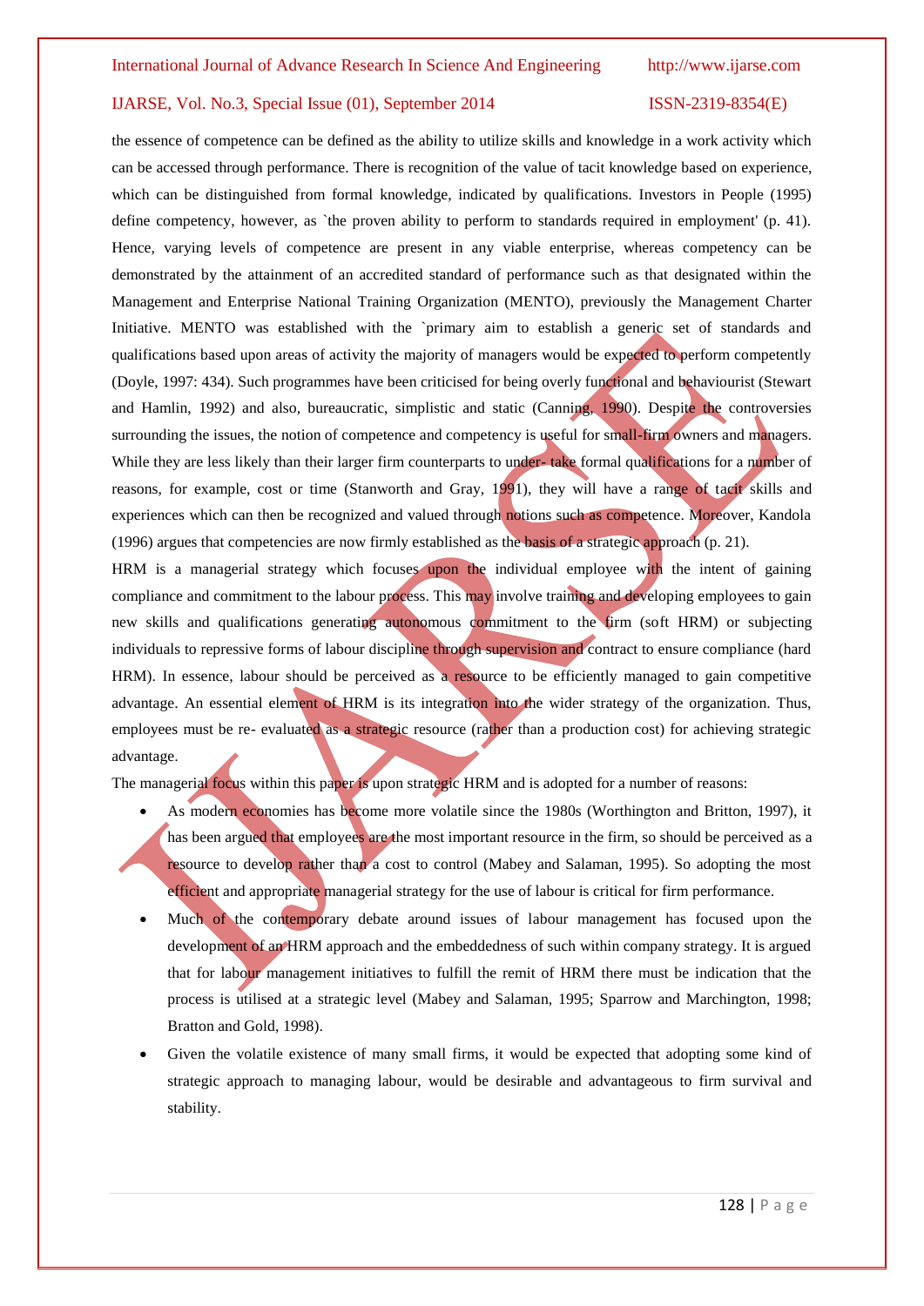the essence of competence can be defined as the ability to utilize skills and knowledge in a work activity which can be accessed through performance. There is recognition of the value of tacit knowledge based on experience, which can be distinguished from formal knowledge, indicated by qualifications. Investors in People (1995) define competency, however, as `the proven ability to perform to standards required in employment' (p. 41). Hence, varying levels of competence are present in any viable enterprise, whereas competency can be demonstrated by the attainment of an accredited standard of performance such as that designated within the Management and Enterprise National Training Organization (MENTO), previously the Management Charter Initiative. MENTO was established with the `primary aim to establish a generic set of standards and qualifications based upon areas of activity the majority of managers would be expected to perform competently (Doyle, 1997: 434). Such programmes have been criticised for being overly functional and behaviourist (Stewart and Hamlin, 1992) and also, bureaucratic, simplistic and static (Canning, 1990). Despite the controversies surrounding the issues, the notion of competence and competency is useful for small-firm owners and managers. While they are less likely than their larger firm counterparts to under- take formal qualifications for a number of reasons, for example, cost or time (Stanworth and Gray, 1991), they will have a range of tacit skills and experiences which can then be recognized and valued through notions such as competence. Moreover, Kandola (1996) argues that competencies are now firmly established as the basis of a strategic approach (p. 21).

HRM is a managerial strategy which focuses upon the individual employee with the intent of gaining compliance and commitment to the labour process. This may involve training and developing employees to gain new skills and qualifications generating autonomous commitment to the firm (soft HRM) or subjecting individuals to repressive forms of labour discipline through supervision and contract to ensure compliance (hard HRM). In essence, labour should be perceived as a resource to be efficiently managed to gain competitive advantage. An essential element of HRM is its integration into the wider strategy of the organization. Thus, employees must be re- evaluated as a strategic resource (rather than a production cost) for achieving strategic advantage.

The managerial focus within this paper is upon strategic HRM and is adopted for a number of reasons:

- As modern economies has become more volatile since the 1980s (Worthington and Britton, 1997), it has been argued that employees are the most important resource in the firm, so should be perceived as a resource to develop rather than a cost to control (Mabey and Salaman, 1995). So adopting the most efficient and appropriate managerial strategy for the use of labour is critical for firm performance.
- Much of the contemporary debate around issues of labour management has focused upon the development of an HRM approach and the embeddedness of such within company strategy. It is argued that for labour management initiatives to fulfill the remit of HRM there must be indication that the process is utilised at a strategic level (Mabey and Salaman, 1995; Sparrow and Marchington, 1998; Bratton and Gold, 1998).
- Given the volatile existence of many small firms, it would be expected that adopting some kind of strategic approach to managing labour, would be desirable and advantageous to firm survival and stability.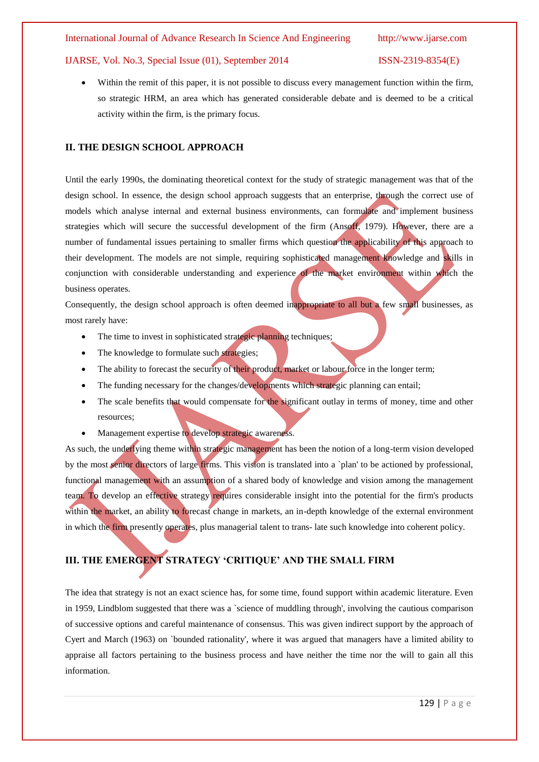- Within the remit of this paper, it is not possible to discuss every management function within the firm, so strategic HRM, an area which has generated considerable debate and is deemed to be a critical activity within the firm, is the primary focus.

## II. THE DESIGN SCHOOL APPROACH

Until the early 1990s, the dominating theoretical context for the study of strategic management was that of the design school. In essence, the design school approach suggests that an enterprise, through the correct use of models which analyse internal and external business environments, can formulate and implement business strategies which will secure the successful development of the firm (Ansoff, 1979). However, there are a number of fundamental issues pertaining to smaller firms which question the applicability of this approach to their development. The models are not simple, requiring sophisticated management knowledge and skills in conjunction with considerable understanding and experience of the market environment within which the business operates.

Consequently, the design school approach is often deemed inappropriate to all but a few small businesses, as most rarely have:

- The time to invest in sophisticated strategic planning techniques;
- The knowledge to formulate such strategies;
- The ability to forecast the security of their product, market or labour force in the longer term;
- The funding necessary for the changes/developments which strategic planning can entail;
- The scale benefits that would compensate for the significant outlay in terms of money, time and other resources;
- Management expertise to develop strategic awareness.

As such, the underlying theme within strategic management has been the notion of a long-term vision developed by the most senior directors of large firms. This vision is translated into a `plan' to be actioned by professional, functional management with an assumption of a shared body of knowledge and vision among the management team. To develop an effective strategy requires considerable insight into the potential for the firm's products within the market, an ability to forecast change in markets, an in-depth knowledge of the external environment in which the firm presently operates, plus managerial talent to trans- late such knowledge into coherent policy.

## III. THE EMERGENT STRATEGY 'CRITIQUE' AND THE SMALL FIRM

The idea that strategy is not an exact science has, for some time, found support within academic literature. Even in 1959, Lindblom suggested that there was a `science of muddling through', involving the cautious comparison of successive options and careful maintenance of consensus. This was given indirect support by the approach of Cyert and March (1963) on `bounded rationality', where it was argued that managers have a limited ability to appraise all factors pertaining to the business process and have neither the time nor the will to gain all this information.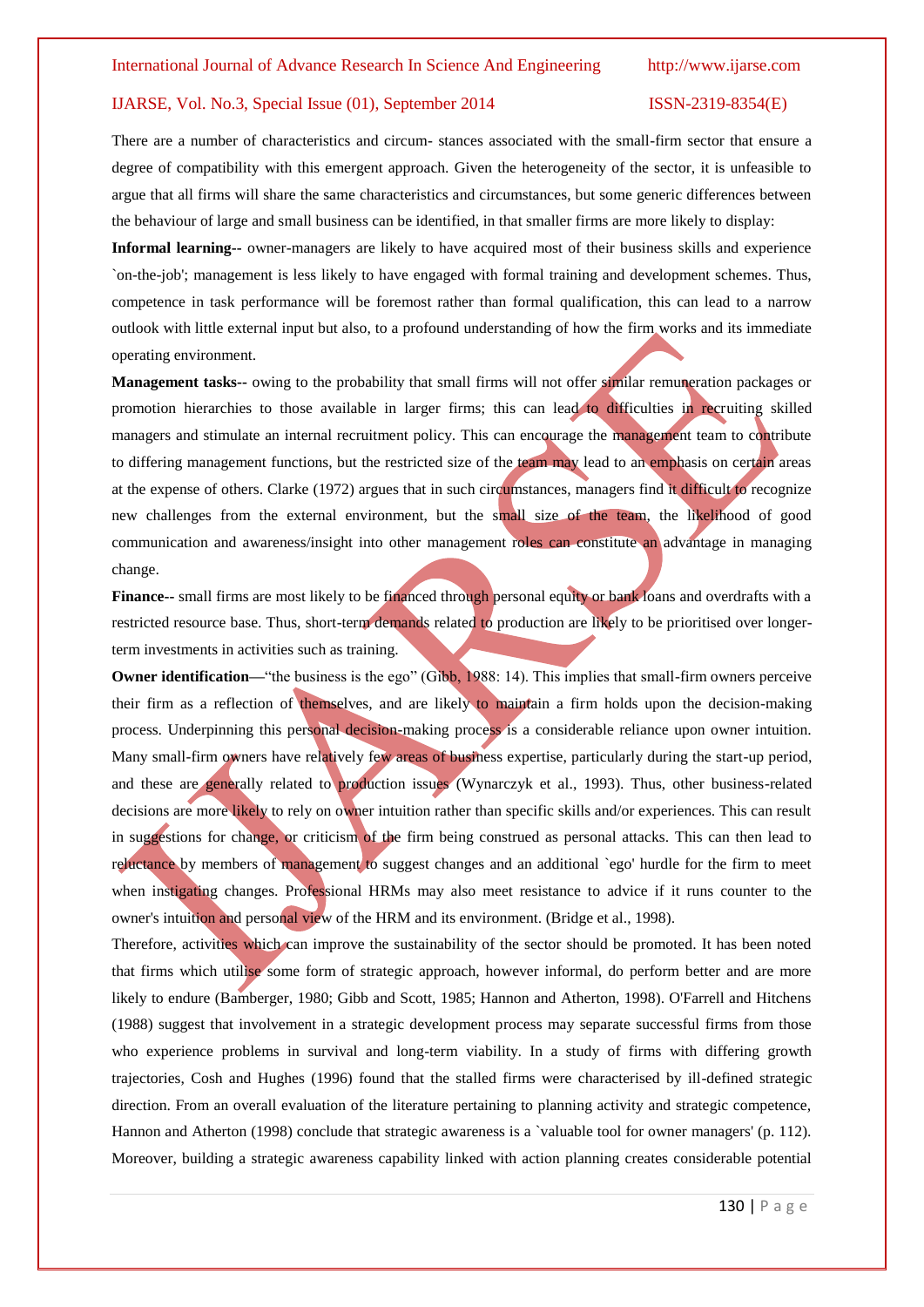There are a number of characteristics and circum- stances associated with the small-firm sector that ensure a degree of compatibility with this emergent approach. Given the heterogeneity of the sector, it is unfeasible to argue that all firms will share the same characteristics and circumstances, but some generic differences between the behaviour of large and small business can be identified, in that smaller firms are more likely to display:

**Informal learning--** owner-managers are likely to have acquired most of their business skills and experience `on-the-job'; management is less likely to have engaged with formal training and development schemes. Thus, competence in task performance will be foremost rather than formal qualification, this can lead to a narrow outlook with little external input but also, to a profound understanding of how the firm works and its immediate operating environment.

**Management tasks--** owing to the probability that small firms will not offer similar remuneration packages or promotion hierarchies to those available in larger firms; this can lead to difficulties in recruiting skilled managers and stimulate an internal recruitment policy. This can encourage the management team to contribute to differing management functions, but the restricted size of the team may lead to an emphasis on certain areas at the expense of others. Clarke (1972) argues that in such circumstances, managers find it difficult to recognize new challenges from the external environment, but the small size of the team, the likelihood of good communication and awareness/insight into other management roles can constitute an advantage in managing change.

**Finance--** small firms are most likely to be financed through personal equity or bank loans and overdrafts with a restricted resource base. Thus, short-term demands related to production are likely to be prioritised over longer-term investments in activities such as training.

**Owner identification**—"the business is the ego" (Gibb, 1988: 14). This implies that small-firm owners perceive their firm as a reflection of themselves, and are likely to maintain a firm holds upon the decision-making process. Underpinning this personal decision-making process is a considerable reliance upon owner intuition. Many small-firm owners have relatively few areas of business expertise, particularly during the start-up period, and these are generally related to production issues (Wynarczyk et al., 1993). Thus, other business-related decisions are more likely to rely on owner intuition rather than specific skills and/or experiences. This can result in suggestions for change, or criticism of the firm being construed as personal attacks. This can then lead to reluctance by members of management to suggest changes and an additional `ego' hurdle for the firm to meet when instigating changes. Professional HRMs may also meet resistance to advice if it runs counter to the owner's intuition and personal view of the HRM and its environment. (Bridge et al., 1998).

Therefore, activities which can improve the sustainability of the sector should be promoted. It has been noted that firms which utilise some form of strategic approach, however informal, do perform better and are more likely to endure (Bamberger, 1980; Gibb and Scott, 1985; Hannon and Atherton, 1998). O'Farrell and Hitchens (1988) suggest that involvement in a strategic development process may separate successful firms from those who experience problems in survival and long-term viability. In a study of firms with differing growth trajectories, Cosh and Hughes (1996) found that the stalled firms were characterised by ill-defined strategic direction. From an overall evaluation of the literature pertaining to planning activity and strategic competence, Hannon and Atherton (1998) conclude that strategic awareness is a `valuable tool for owner managers' (p. 112). Moreover, building a strategic awareness capability linked with action planning creates considerable potential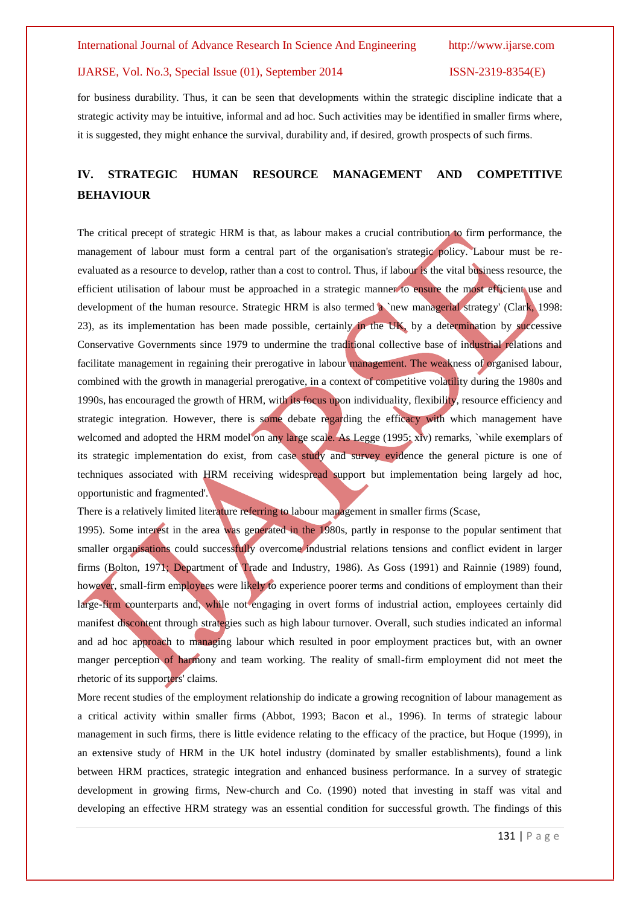for business durability. Thus, it can be seen that developments within the strategic discipline indicate that a strategic activity may be intuitive, informal and ad hoc. Such activities may be identified in smaller firms where, it is suggested, they might enhance the survival, durability and, if desired, growth prospects of such firms.

## IV. STRATEGIC HUMAN RESOURCE MANAGEMENT AND COMPETITIVE BEHAVIOUR

The critical precept of strategic HRM is that, as labour makes a crucial contribution to firm performance, the management of labour must form a central part of the organisation's strategic policy. Labour must be re-evaluated as a resource to develop, rather than a cost to control. Thus, if labour is the vital business resource, the efficient utilisation of labour must be approached in a strategic manner to ensure the most efficient use and development of the human resource. Strategic HRM is also termed a `new managerial strategy' (Clark, 1998: 23), as its implementation has been made possible, certainly in the UK, by a determination by successive Conservative Governments since 1979 to undermine the traditional collective base of industrial relations and facilitate management in regaining their prerogative in labour management. The weakness of organised labour, combined with the growth in managerial prerogative, in a context of competitive volatility during the 1980s and 1990s, has encouraged the growth of HRM, with its focus upon individuality, flexibility, resource efficiency and strategic integration. However, there is some debate regarding the efficacy with which management have welcomed and adopted the HRM model on any large scale. As Legge (1995: xiv) remarks, `while exemplars of its strategic implementation do exist, from case study and survey evidence the general picture is one of techniques associated with HRM receiving widespread support but implementation being largely ad hoc, opportunistic and fragmented'.

There is a relatively limited literature referring to labour management in smaller firms (Scase,

1995). Some interest in the area was generated in the 1980s, partly in response to the popular sentiment that smaller organisations could successfully overcome industrial relations tensions and conflict evident in larger firms (Bolton, 1971; Department of Trade and Industry, 1986). As Goss (1991) and Rainnie (1989) found, however, small-firm employees were likely to experience poorer terms and conditions of employment than their large-firm counterparts and, while not engaging in overt forms of industrial action, employees certainly did manifest discontent through strategies such as high labour turnover. Overall, such studies indicated an informal and ad hoc approach to managing labour which resulted in poor employment practices but, with an owner manger perception of harmony and team working. The reality of small-firm employment did not meet the rhetoric of its supporters' claims.

More recent studies of the employment relationship do indicate a growing recognition of labour management as a critical activity within smaller firms (Abbot, 1993; Bacon et al., 1996). In terms of strategic labour management in such firms, there is little evidence relating to the efficacy of the practice, but Hoque (1999), in an extensive study of HRM in the UK hotel industry (dominated by smaller establishments), found a link between HRM practices, strategic integration and enhanced business performance. In a survey of strategic development in growing firms, New-church and Co. (1990) noted that investing in staff was vital and developing an effective HRM strategy was an essential condition for successful growth. The findings of this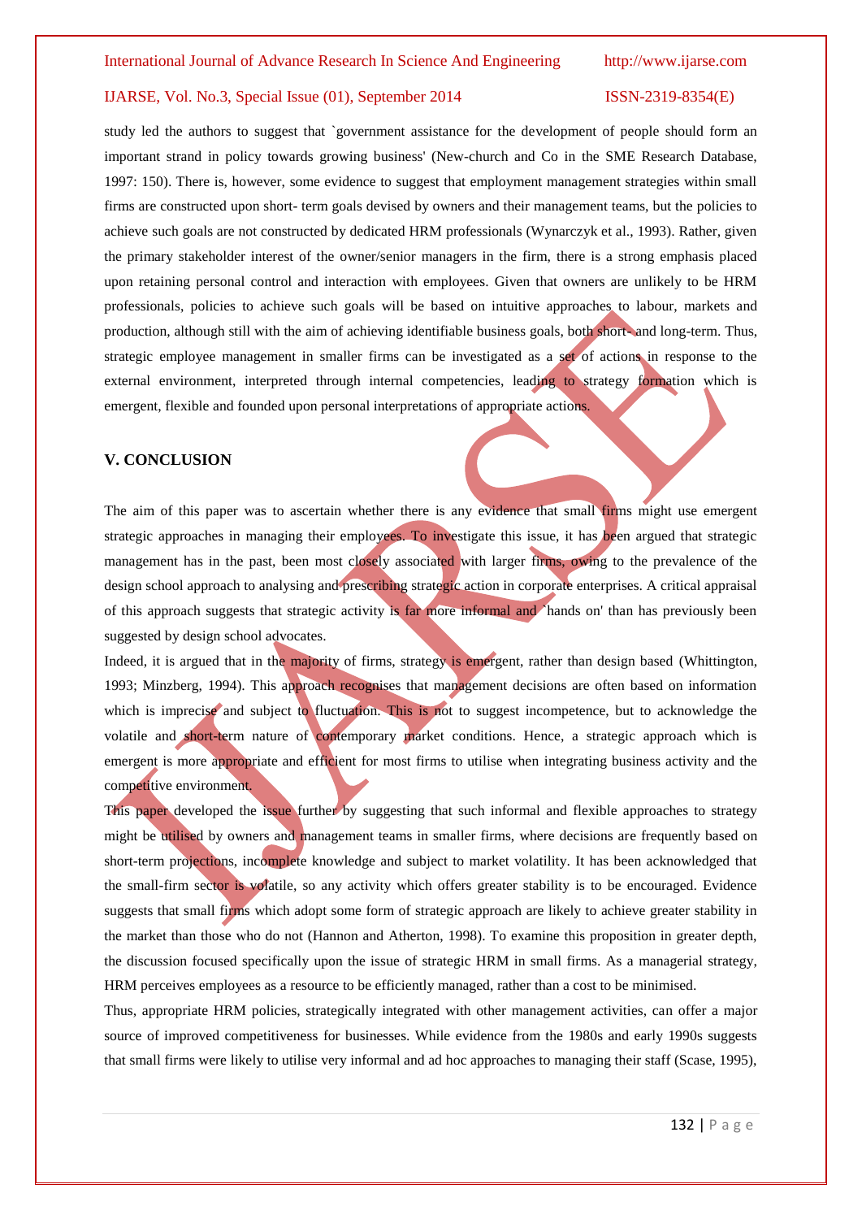study led the authors to suggest that `government assistance for the development of people should form an important strand in policy towards growing business' (New-church and Co in the SME Research Database, 1997: 150). There is, however, some evidence to suggest that employment management strategies within small firms are constructed upon short- term goals devised by owners and their management teams, but the policies to achieve such goals are not constructed by dedicated HRM professionals (Wynarczyk et al., 1993). Rather, given the primary stakeholder interest of the owner/senior managers in the firm, there is a strong emphasis placed upon retaining personal control and interaction with employees. Given that owners are unlikely to be HRM professionals, policies to achieve such goals will be based on intuitive approaches to labour, markets and production, although still with the aim of achieving identifiable business goals, both short- and long-term. Thus, strategic employee management in smaller firms can be investigated as a set of actions in response to the external environment, interpreted through internal competencies, leading to strategy formation which is emergent, flexible and founded upon personal interpretations of appropriate actions.

## V. CONCLUSION

The aim of this paper was to ascertain whether there is any evidence that small firms might use emergent strategic approaches in managing their employees. To investigate this issue, it has been argued that strategic management has in the past, been most closely associated with larger firms, owing to the prevalence of the design school approach to analysing and prescribing strategic action in corporate enterprises. A critical appraisal of this approach suggests that strategic activity is far more informal and `hands on' than has previously been suggested by design school advocates.

Indeed, it is argued that in the majority of firms, strategy is emergent, rather than design based (Whittington, 1993; Minzberg, 1994). This approach recognises that management decisions are often based on information which is imprecise and subject to fluctuation. This is not to suggest incompetence, but to acknowledge the volatile and short-term nature of contemporary market conditions. Hence, a strategic approach which is emergent is more appropriate and efficient for most firms to utilise when integrating business activity and the competitive environment.

This paper developed the issue further by suggesting that such informal and flexible approaches to strategy might be utilised by owners and management teams in smaller firms, where decisions are frequently based on short-term projections, incomplete knowledge and subject to market volatility. It has been acknowledged that the small-firm sector is volatile, so any activity which offers greater stability is to be encouraged. Evidence suggests that small firms which adopt some form of strategic approach are likely to achieve greater stability in the market than those who do not (Hannon and Atherton, 1998). To examine this proposition in greater depth, the discussion focused specifically upon the issue of strategic HRM in small firms. As a managerial strategy, HRM perceives employees as a resource to be efficiently managed, rather than a cost to be minimised.

Thus, appropriate HRM policies, strategically integrated with other management activities, can offer a major source of improved competitiveness for businesses. While evidence from the 1980s and early 1990s suggests that small firms were likely to utilise very informal and ad hoc approaches to managing their staff (Scase, 1995),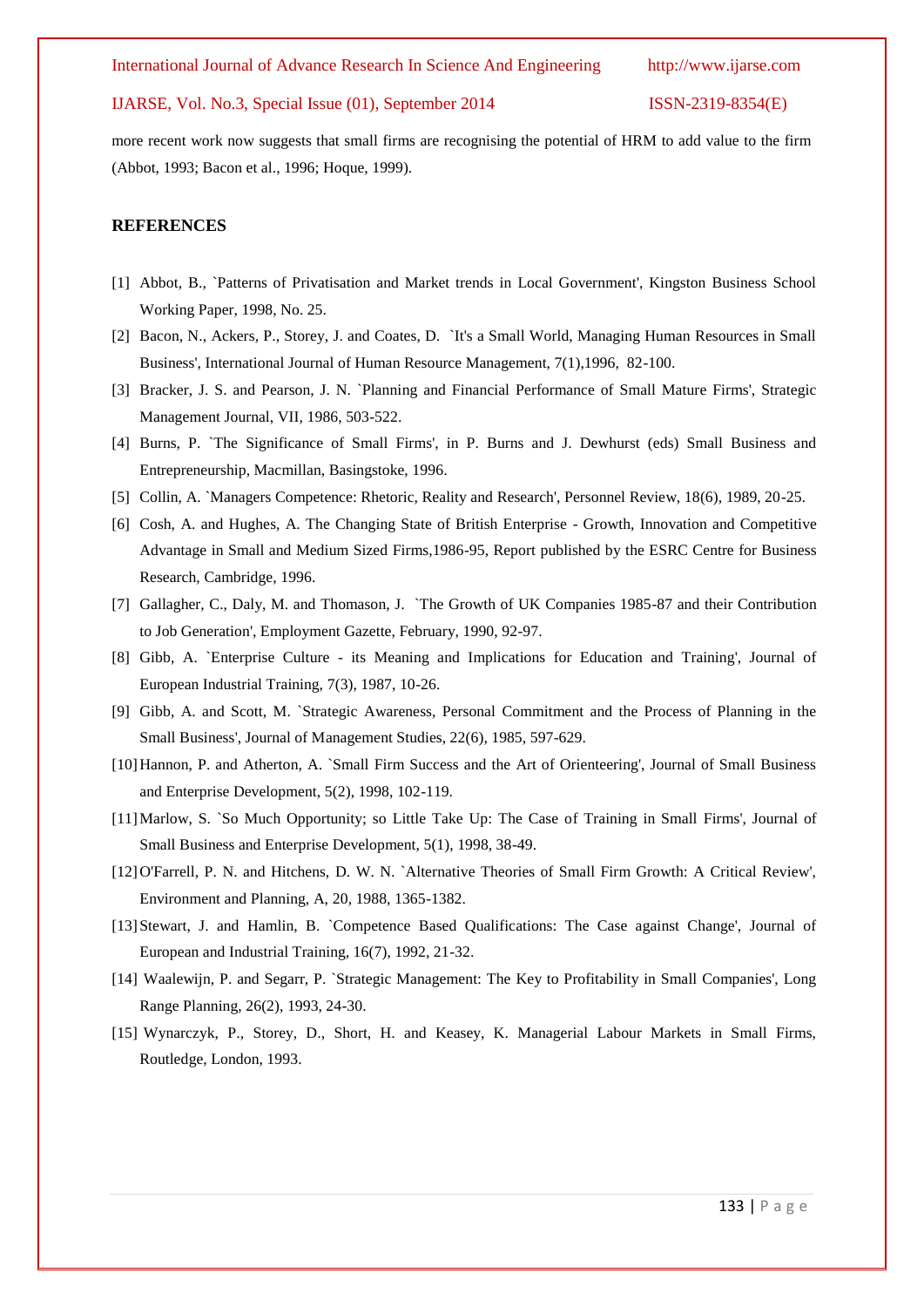more recent work now suggests that small firms are recognising the potential of HRM to add value to the firm (Abbot, 1993; Bacon et al., 1996; Hoque, 1999).

## REFERENCES

[1] Abbot, B., `Patterns of Privatisation and Market trends in Local Government', Kingston Business School Working Paper, 1998, No. 25.

[2] Bacon, N., Ackers, P., Storey, J. and Coates, D. `It's a Small World, Managing Human Resources in Small Business', International Journal of Human Resource Management, 7(1),1996, 82-100.

[3] Bracker, J. S. and Pearson, J. N. `Planning and Financial Performance of Small Mature Firms', Strategic Management Journal, VII, 1986, 503-522.

[4] Burns, P. `The Significance of Small Firms', in P. Burns and J. Dewhurst (eds) Small Business and Entrepreneurship, Macmillan, Basingstoke, 1996.

[5] Collin, A. `Managers Competence: Rhetoric, Reality and Research', Personnel Review, 18(6), 1989, 20-25.

[6] Cosh, A. and Hughes, A. The Changing State of British Enterprise - Growth, Innovation and Competitive Advantage in Small and Medium Sized Firms,1986-95, Report published by the ESRC Centre for Business Research, Cambridge, 1996.

[7] Gallagher, C., Daly, M. and Thomason, J. `The Growth of UK Companies 1985-87 and their Contribution to Job Generation', Employment Gazette, February, 1990, 92-97.

[8] Gibb, A. `Enterprise Culture - its Meaning and Implications for Education and Training', Journal of European Industrial Training, 7(3), 1987, 10-26.

[9] Gibb, A. and Scott, M. `Strategic Awareness, Personal Commitment and the Process of Planning in the Small Business', Journal of Management Studies, 22(6), 1985, 597-629.

[10] Hannon, P. and Atherton, A. `Small Firm Success and the Art of Orienteering', Journal of Small Business and Enterprise Development, 5(2), 1998, 102-119.

[11] Marlow, S. `So Much Opportunity; so Little Take Up: The Case of Training in Small Firms', Journal of Small Business and Enterprise Development, 5(1), 1998, 38-49.

[12] O'Farrell, P. N. and Hitchens, D. W. N. `Alternative Theories of Small Firm Growth: A Critical Review', Environment and Planning, A, 20, 1988, 1365-1382.

[13] Stewart, J. and Hamlin, B. `Competence Based Qualifications: The Case against Change', Journal of European and Industrial Training, 16(7), 1992, 21-32.

[14] Waalewijn, P. and Segarr, P. `Strategic Management: The Key to Profitability in Small Companies', Long Range Planning, 26(2), 1993, 24-30.

[15] Wynarczyk, P., Storey, D., Short, H. and Keasey, K. Managerial Labour Markets in Small Firms, Routledge, London, 1993.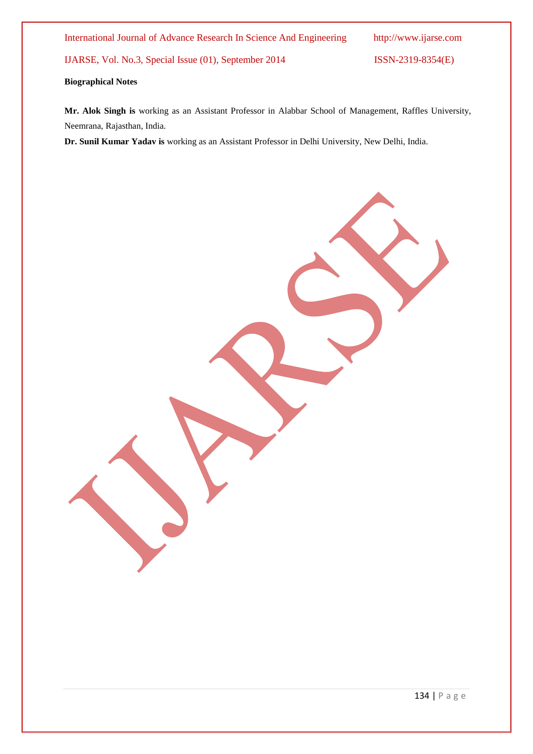**Biographical Notes**

**Mr. Alok Singh is** working as an Assistant Professor in Alabbar School of Management, Raffles University, Neemrana, Rajasthan, India.

**Dr. Sunil Kumar Yadav is** working as an Assistant Professor in Delhi University, New Delhi, India.